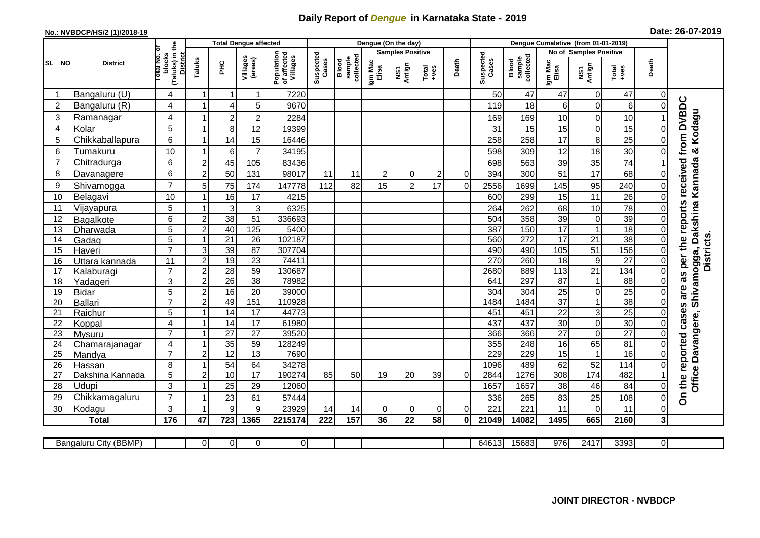# Daily Report of *Dengue* in Karnataka State - 2019

**No.: NVBDCP/HS/2 (1)/2018-19**

**Date: 26-07-2019**

| SL NO | District | Total No. of blocks (Taluks) in the District | Total Dengue affected | | | | Dengue (On the day) | | | | | | Dengue Cumalative (from 01-01-2019) | | | | | | |
|---|---|---|---|---|---|---|---|---|---|---|---|---|---|---|---|---|---|---|---|
| | | | Taluks | PHC | Villages (areas) | Population of affected Villages | Suspected Cases | Blood sample collected | Samples Positive | | | Death | Suspected Cases | Blood sample collected | No of Samples Positive | | | Death | |
| | | | | | | | | | Igm Mac Elisa | NS1 Antign | Total +ves | | | | Igm Mac Elisa | NS1 Antign | Total +ves | | |
| 1 | Bangaluru (U) | 4 | 1 | 1 | 1 | 7220 | | | | | | | 50 | 47 | 47 | 0 | 47 | 0 | On the reported cases are as per the reports received from DVBDC Office Davangere, Shivamogga, Dakshina Kannada & Kodagu Districts. |
| 2 | Bangaluru (R) | 4 | 1 | 4 | 5 | 9670 | | | | | | | 119 | 18 | 6 | 0 | 6 | 0 | |
| 3 | Ramanagar | 4 | 1 | 2 | 2 | 2284 | | | | | | | 169 | 169 | 10 | 0 | 10 | 1 | |
| 4 | Kolar | 5 | 1 | 8 | 12 | 19399 | | | | | | | 31 | 15 | 15 | 0 | 15 | 0 | |
| 5 | Chikkaballapura | 6 | 1 | 14 | 15 | 16446 | | | | | | | 258 | 258 | 17 | 8 | 25 | 0 | |
| 6 | Tumakuru | 10 | 1 | 6 | 7 | 34195 | | | | | | | 598 | 309 | 12 | 18 | 30 | 0 | |
| 7 | Chitradurga | 6 | 2 | 45 | 105 | 83436 | | | | | | | 698 | 563 | 39 | 35 | 74 | 1 | |
| 8 | Davanagere | 6 | 2 | 50 | 131 | 98017 | 11 | 11 | 2 | 0 | 2 | 0 | 394 | 300 | 51 | 17 | 68 | 0 | |
| 9 | Shivamogga | 7 | 5 | 75 | 174 | 147778 | 112 | 82 | 15 | 2 | 17 | 0 | 2556 | 1699 | 145 | 95 | 240 | 0 | |
| 10 | Belagavi | 10 | 1 | 16 | 17 | 4215 | | | | | | | 600 | 299 | 15 | 11 | 26 | 0 | |
| 11 | Vijayapura | 5 | 1 | 3 | 3 | 6325 | | | | | | | 264 | 262 | 68 | 10 | 78 | 0 | |
| 12 | Bagalkote | 6 | 2 | 38 | 51 | 336693 | | | | | | | 504 | 358 | 39 | 0 | 39 | 0 | |
| 13 | Dharwada | 5 | 2 | 40 | 125 | 5400 | | | | | | | 387 | 150 | 17 | 1 | 18 | 0 | |
| 14 | Gadag | 5 | 1 | 21 | 26 | 102187 | | | | | | | 560 | 272 | 17 | 21 | 38 | 0 | |
| 15 | Haveri | 7 | 3 | 39 | 87 | 307704 | | | | | | | 490 | 490 | 105 | 51 | 156 | 0 | |
| 16 | Uttara kannada | 11 | 2 | 19 | 23 | 74411 | | | | | | | 270 | 260 | 18 | 9 | 27 | 0 | |
| 17 | Kalaburagi | 7 | 2 | 28 | 59 | 130687 | | | | | | | 2680 | 889 | 113 | 21 | 134 | 0 | |
| 18 | Yadageri | 3 | 2 | 26 | 38 | 78982 | | | | | | | 641 | 297 | 87 | 1 | 88 | 0 | |
| 19 | Bidar | 5 | 2 | 16 | 20 | 39000 | | | | | | | 304 | 304 | 25 | 0 | 25 | 0 | |
| 20 | Ballari | 7 | 2 | 49 | 151 | 110928 | | | | | | | 1484 | 1484 | 37 | 1 | 38 | 0 | |
| 21 | Raichur | 5 | 1 | 14 | 17 | 44773 | | | | | | | 451 | 451 | 22 | 3 | 25 | 0 | |
| 22 | Koppal | 4 | 1 | 14 | 17 | 61980 | | | | | | | 437 | 437 | 30 | 0 | 30 | 0 | |
| 23 | Mysuru | 7 | 1 | 27 | 27 | 39520 | | | | | | | 366 | 366 | 27 | 0 | 27 | 0 | |
| 24 | Chamarajanagar | 4 | 1 | 35 | 59 | 128249 | | | | | | | 355 | 248 | 16 | 65 | 81 | 0 | |
| 25 | Mandya | 7 | 2 | 12 | 13 | 7690 | | | | | | | 229 | 229 | 15 | 1 | 16 | 0 | |
| 26 | Hassan | 8 | 1 | 54 | 64 | 34278 | | | | | | | 1096 | 489 | 62 | 52 | 114 | 0 | |
| 27 | Dakshina Kannada | 5 | 2 | 10 | 17 | 190274 | 85 | 50 | 19 | 20 | 39 | 0 | 2844 | 1276 | 308 | 174 | 482 | 1 | |
| 28 | Udupi | 3 | 1 | 25 | 29 | 12060 | | | | | | | 1657 | 1657 | 38 | 46 | 84 | 0 | |
| 29 | Chikkamagaluru | 7 | 1 | 23 | 61 | 57444 | | | | | | | 336 | 265 | 83 | 25 | 108 | 0 | |
| 30 | Kodagu | 3 | 1 | 9 | 9 | 23929 | 14 | 14 | 0 | 0 | 0 | 0 | 221 | 221 | 11 | 0 | 11 | 0 | |
| **Total** | | **176** | **47** | **723** | **1365** | **2215174** | **222** | **157** | **36** | **22** | **58** | **0** | **21049** | **14082** | **1495** | **665** | **2160** | **3** | |

| Bangaluru City (BBMP) | | 0 | 0 | 0 | 0 | | | | | | | 64613 | 15683 | 976 | 2417 | 3393 | 0 |
|---|---|---|---|---|---|---|---|---|---|---|---|---|---|---|---|---|---|

**JOINT DIRECTOR - NVBDCP**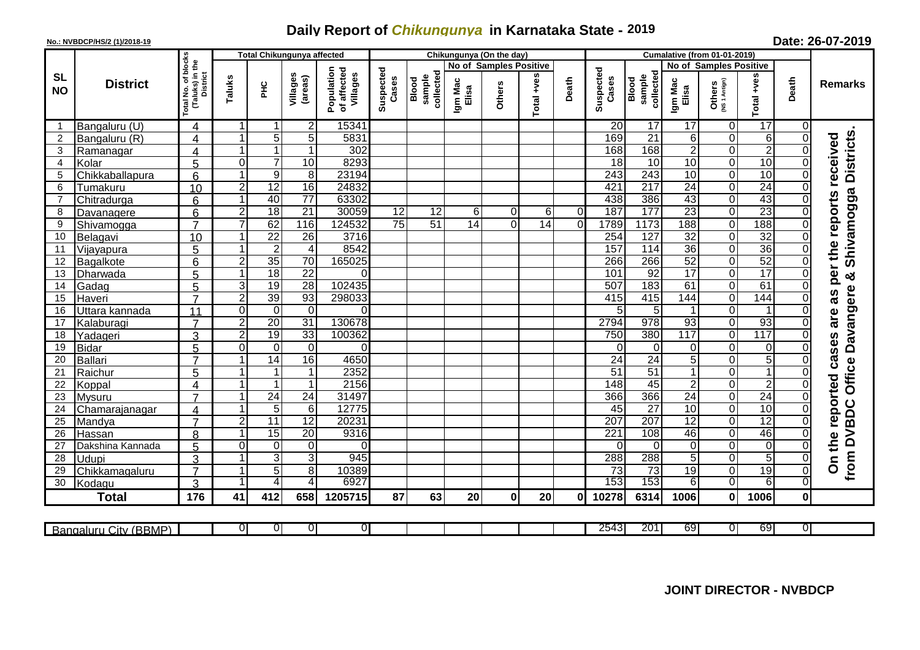# Daily Report of *Chikungunya* in Karnataka State - 2019

**No.: NVBDCP/HS/2 (1)/2018-19**

**Date: 26-07-2019**

| SL NO | District | Total No. of blocks (Taluks) in the District | Total Chikungunya affected | | | | Chikungunya (On the day) | | | | | | | Cumalative (from 01-01-2019) | | | | | | | Remarks |
|---|---|---|---|---|---|---|---|---|---|---|---|---|---|---|---|---|---|---|---|---|---|
| | | | Taluks | PHC | Villages (areas) | Population of affected Villages | Suspected Cases | Blood sample collected | No of Samples Positive | | | Death | Suspected Cases | Blood sample collected | No of Samples Positive | | | Death | |
| | | | | | | | | | Igm Mac Elisa | Others | Total +ves | | | | Igm Mac Elisa | Others (NS 1 Antign) | Total +ves | | |
| 1 | Bangaluru (U) | 4 | 1 | 1 | 2 | 15341 | | | | | | | 20 | 17 | 17 | 0 | 17 | 0 | On the reported cases are as per the reports received from DVBDC Office Davangere & Shivamogga Districts. |
| 2 | Bangaluru (R) | 4 | 1 | 5 | 5 | 5831 | | | | | | | 169 | 21 | 6 | 0 | 6 | 0 | |
| 3 | Ramanagar | 4 | 1 | 1 | 1 | 302 | | | | | | | 168 | 168 | 2 | 0 | 2 | 0 | |
| 4 | Kolar | 5 | 0 | 7 | 10 | 8293 | | | | | | | 18 | 10 | 10 | 0 | 10 | 0 | |
| 5 | Chikkaballapura | 6 | 1 | 9 | 8 | 23194 | | | | | | | 243 | 243 | 10 | 0 | 10 | 0 | |
| 6 | Tumakuru | 10 | 2 | 12 | 16 | 24832 | | | | | | | 421 | 217 | 24 | 0 | 24 | 0 | |
| 7 | Chitradurga | 6 | 1 | 40 | 77 | 63302 | | | | | | | 438 | 386 | 43 | 0 | 43 | 0 | |
| 8 | Davanagere | 6 | 2 | 18 | 21 | 30059 | 12 | 12 | 6 | 0 | 6 | 0 | 187 | 177 | 23 | 0 | 23 | 0 | |
| 9 | Shivamogga | 7 | 7 | 62 | 116 | 124532 | 75 | 51 | 14 | 0 | 14 | 0 | 1789 | 1173 | 188 | 0 | 188 | 0 | |
| 10 | Belagavi | 10 | 1 | 22 | 26 | 3716 | | | | | | | 254 | 127 | 32 | 0 | 32 | 0 | |
| 11 | Vijayapura | 5 | 1 | 2 | 4 | 8542 | | | | | | | 157 | 114 | 36 | 0 | 36 | 0 | |
| 12 | Bagalkote | 6 | 2 | 35 | 70 | 165025 | | | | | | | 266 | 266 | 52 | 0 | 52 | 0 | |
| 13 | Dharwada | 5 | 1 | 18 | 22 | 0 | | | | | | | 101 | 92 | 17 | 0 | 17 | 0 | |
| 14 | Gadag | 5 | 3 | 19 | 28 | 102435 | | | | | | | 507 | 183 | 61 | 0 | 61 | 0 | |
| 15 | Haveri | 7 | 2 | 39 | 93 | 298033 | | | | | | | 415 | 415 | 144 | 0 | 144 | 0 | |
| 16 | Uttara kannada | 11 | 0 | 0 | 0 | 0 | | | | | | | 5 | 5 | 1 | 0 | 1 | 0 | |
| 17 | Kalaburagi | 7 | 2 | 20 | 31 | 130678 | | | | | | | 2794 | 978 | 93 | 0 | 93 | 0 | |
| 18 | Yadageri | 3 | 2 | 19 | 33 | 100362 | | | | | | | 750 | 380 | 117 | 0 | 117 | 0 | |
| 19 | Bidar | 5 | 0 | 0 | 0 | 0 | | | | | | | 0 | 0 | 0 | 0 | 0 | 0 | |
| 20 | Ballari | 7 | 1 | 14 | 16 | 4650 | | | | | | | 24 | 24 | 5 | 0 | 5 | 0 | |
| 21 | Raichur | 5 | 1 | 1 | 1 | 2352 | | | | | | | 51 | 51 | 1 | 0 | 1 | 0 | |
| 22 | Koppal | 4 | 1 | 1 | 1 | 2156 | | | | | | | 148 | 45 | 2 | 0 | 2 | 0 | |
| 23 | Mysuru | 7 | 1 | 24 | 24 | 31497 | | | | | | | 366 | 366 | 24 | 0 | 24 | 0 | |
| 24 | Chamarajanagar | 4 | 1 | 5 | 6 | 12775 | | | | | | | 45 | 27 | 10 | 0 | 10 | 0 | |
| 25 | Mandya | 7 | 2 | 11 | 12 | 20231 | | | | | | | 207 | 207 | 12 | 0 | 12 | 0 | |
| 26 | Hassan | 8 | 1 | 15 | 20 | 9316 | | | | | | | 221 | 108 | 46 | 0 | 46 | 0 | |
| 27 | Dakshina Kannada | 5 | 0 | 0 | 0 | 0 | | | | | | | 0 | 0 | 0 | 0 | 0 | 0 | |
| 28 | Udupi | 3 | 1 | 3 | 3 | 945 | | | | | | | 288 | 288 | 5 | 0 | 5 | 0 | |
| 29 | Chikkamagaluru | 7 | 1 | 5 | 8 | 10389 | | | | | | | 73 | 73 | 19 | 0 | 19 | 0 | |
| 30 | Kodagu | 3 | 1 | 4 | 4 | 6927 | | | | | | | 153 | 153 | 6 | 0 | 6 | 0 | |
| **Total** | | **176** | **41** | **412** | **658** | **1205715** | **87** | **63** | **20** | **0** | **20** | **0** | **10278** | **6314** | **1006** | **0** | **1006** | **0** | |

| | | | | | | | | | | | | | | | | | | |
|---|---|---|---|---|---|---|---|---|---|---|---|---|---|---|---|---|---|---|
| Bangaluru City (BBMP) | | 0 | 0 | 0 | 0 | | | | | | | 2543 | 201 | 69 | 0 | 69 | 0 | |

**JOINT DIRECTOR - NVBDCP**